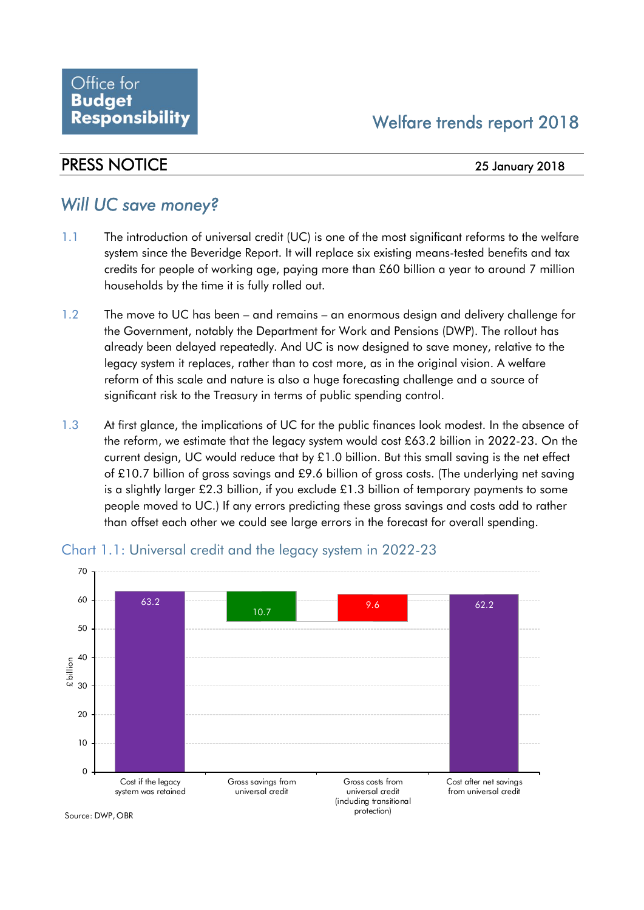Office for **Budget Responsibility**

Welfare trends report 2018

# PRESS NOTICE

25 January 2018

## *Will UC save money?*

1.1 The introduction of universal credit (UC) is one of the most significant reforms to the welfare system since the Beveridge Report. It will replace six existing means-tested benefits and tax credits for people of working age, paying more than £60 billion a year to around 7 million households by the time it is fully rolled out.

1.2 The move to UC has been – and remains – an enormous design and delivery challenge for the Government, notably the Department for Work and Pensions (DWP). The rollout has already been delayed repeatedly. And UC is now designed to save money, relative to the legacy system it replaces, rather than to cost more, as in the original vision. A welfare reform of this scale and nature is also a huge forecasting challenge and a source of significant risk to the Treasury in terms of public spending control.

1.3 At first glance, the implications of UC for the public finances look modest. In the absence of the reform, we estimate that the legacy system would cost £63.2 billion in 2022-23. On the current design, UC would reduce that by £1.0 billion. But this small saving is the net effect of £10.7 billion of gross savings and £9.6 billion of gross costs. (The underlying net saving is a slightly larger £2.3 billion, if you exclude £1.3 billion of temporary payments to some people moved to UC.) If any errors predicting these gross savings and costs add to rather than offset each other we could see large errors in the forecast for overall spending.

Chart 1.1: Universal credit and the legacy system in 2022-23

| | £ billion |
|---|---|
| Cost if the legacy system was retained | 63.2 |
| Gross savings from universal credit | 10.7 |
| Gross costs from universal credit (including transitional protection) | 9.6 |
| Cost after net savings from universal credit | 62.2 |

Source: DWP, OBR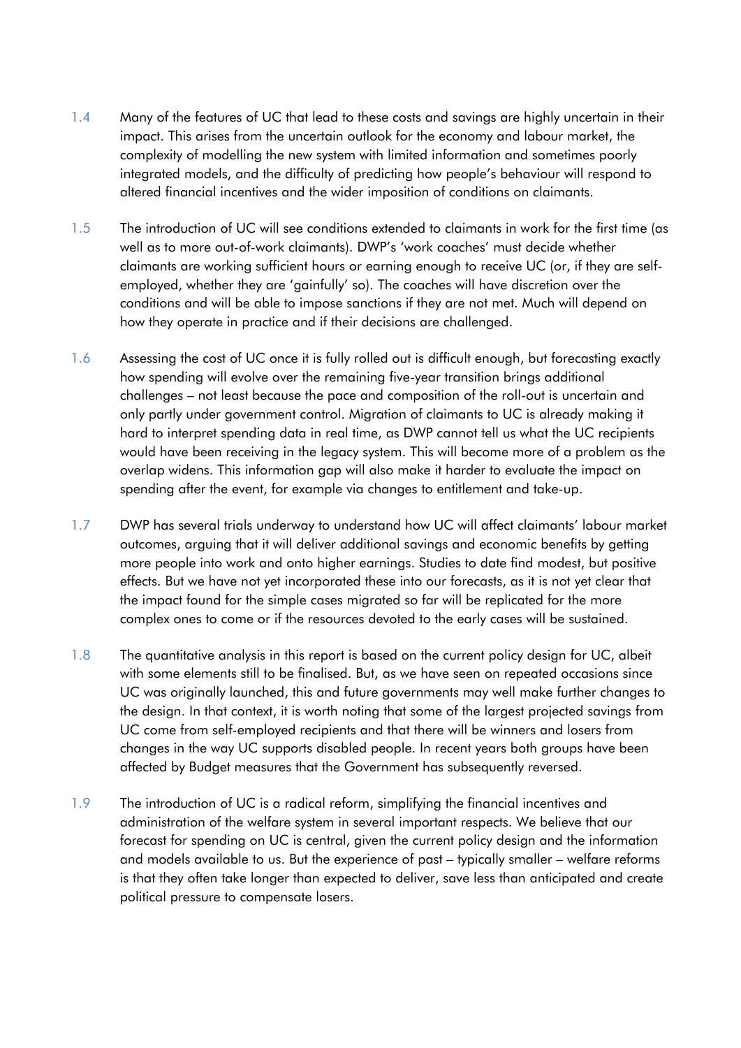1.4 Many of the features of UC that lead to these costs and savings are highly uncertain in their impact. This arises from the uncertain outlook for the economy and labour market, the complexity of modelling the new system with limited information and sometimes poorly integrated models, and the difficulty of predicting how people's behaviour will respond to altered financial incentives and the wider imposition of conditions on claimants.

1.5 The introduction of UC will see conditions extended to claimants in work for the first time (as well as to more out-of-work claimants). DWP's 'work coaches' must decide whether claimants are working sufficient hours or earning enough to receive UC (or, if they are self-employed, whether they are 'gainfully' so). The coaches will have discretion over the conditions and will be able to impose sanctions if they are not met. Much will depend on how they operate in practice and if their decisions are challenged.

1.6 Assessing the cost of UC once it is fully rolled out is difficult enough, but forecasting exactly how spending will evolve over the remaining five-year transition brings additional challenges – not least because the pace and composition of the roll-out is uncertain and only partly under government control. Migration of claimants to UC is already making it hard to interpret spending data in real time, as DWP cannot tell us what the UC recipients would have been receiving in the legacy system. This will become more of a problem as the overlap widens. This information gap will also make it harder to evaluate the impact on spending after the event, for example via changes to entitlement and take-up.

1.7 DWP has several trials underway to understand how UC will affect claimants' labour market outcomes, arguing that it will deliver additional savings and economic benefits by getting more people into work and onto higher earnings. Studies to date find modest, but positive effects. But we have not yet incorporated these into our forecasts, as it is not yet clear that the impact found for the simple cases migrated so far will be replicated for the more complex ones to come or if the resources devoted to the early cases will be sustained.

1.8 The quantitative analysis in this report is based on the current policy design for UC, albeit with some elements still to be finalised. But, as we have seen on repeated occasions since UC was originally launched, this and future governments may well make further changes to the design. In that context, it is worth noting that some of the largest projected savings from UC come from self-employed recipients and that there will be winners and losers from changes in the way UC supports disabled people. In recent years both groups have been affected by Budget measures that the Government has subsequently reversed.

1.9 The introduction of UC is a radical reform, simplifying the financial incentives and administration of the welfare system in several important respects. We believe that our forecast for spending on UC is central, given the current policy design and the information and models available to us. But the experience of past – typically smaller – welfare reforms is that they often take longer than expected to deliver, save less than anticipated and create political pressure to compensate losers.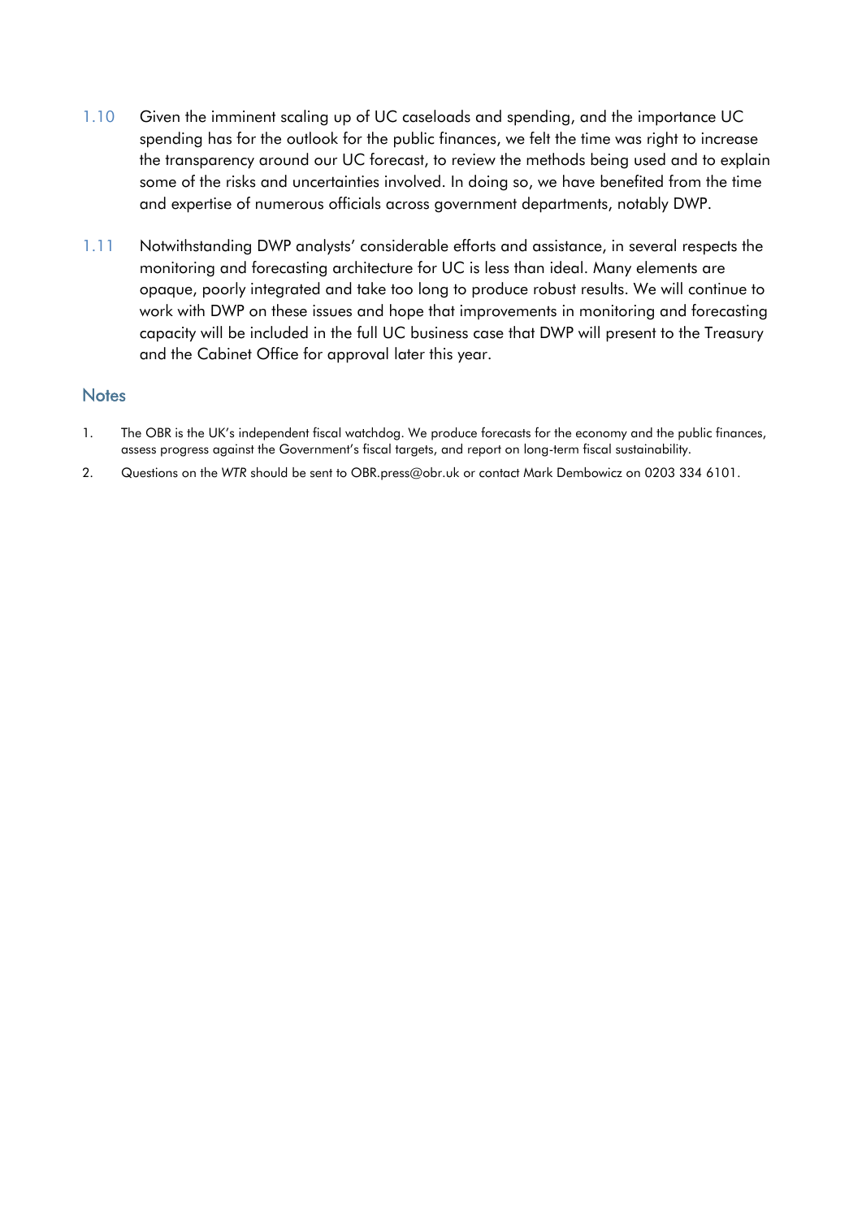1.10 Given the imminent scaling up of UC caseloads and spending, and the importance UC spending has for the outlook for the public finances, we felt the time was right to increase the transparency around our UC forecast, to review the methods being used and to explain some of the risks and uncertainties involved. In doing so, we have benefited from the time and expertise of numerous officials across government departments, notably DWP.

1.11 Notwithstanding DWP analysts' considerable efforts and assistance, in several respects the monitoring and forecasting architecture for UC is less than ideal. Many elements are opaque, poorly integrated and take too long to produce robust results. We will continue to work with DWP on these issues and hope that improvements in monitoring and forecasting capacity will be included in the full UC business case that DWP will present to the Treasury and the Cabinet Office for approval later this year.

## Notes

1. The OBR is the UK's independent fiscal watchdog. We produce forecasts for the economy and the public finances, assess progress against the Government's fiscal targets, and report on long-term fiscal sustainability.
2. Questions on the *WTR* should be sent to OBR.press@obr.uk or contact Mark Dembowicz on 0203 334 6101.